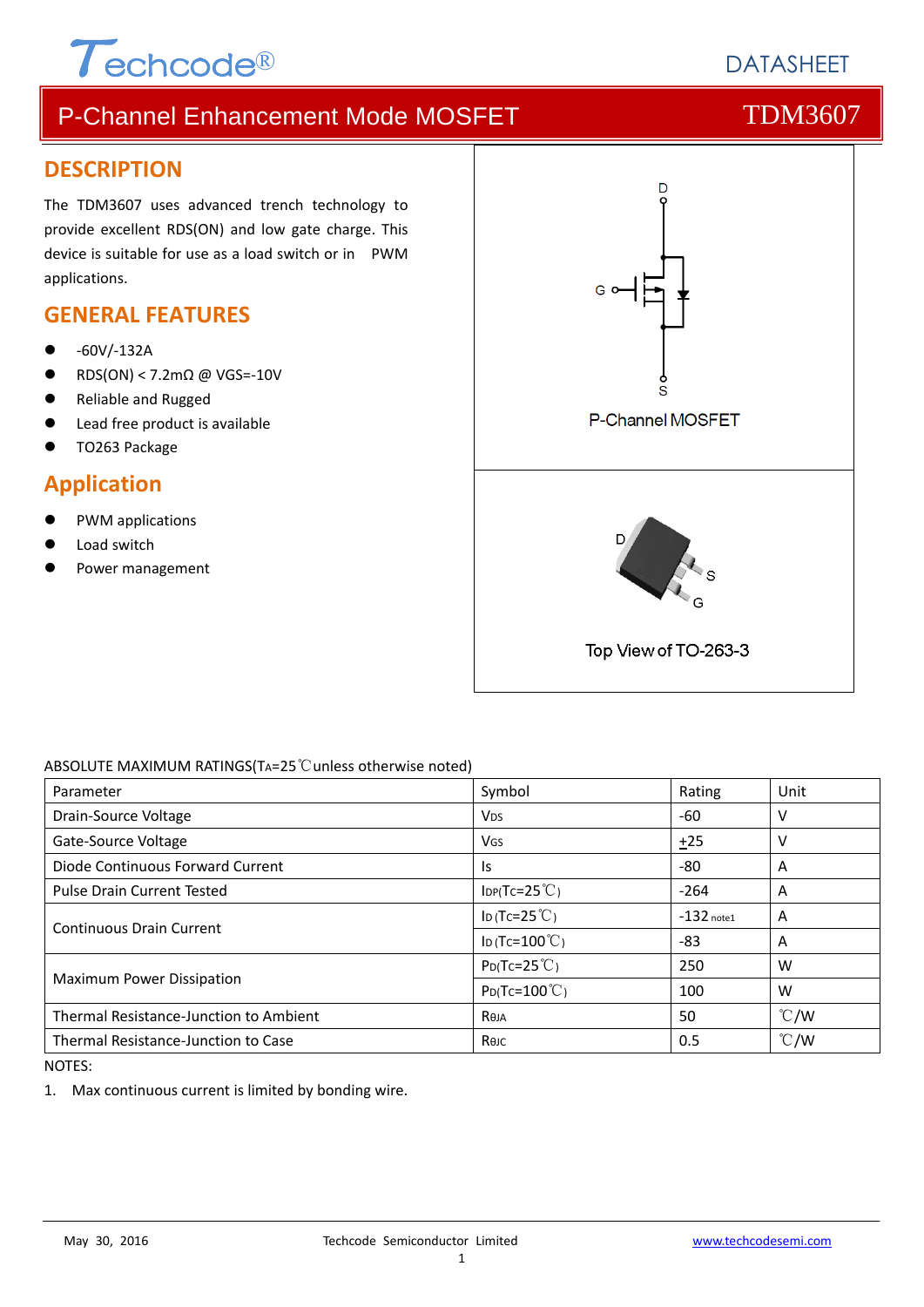Techcode®

DATASHEET

# P-Channel Enhancement Mode MOSFET — TDM3607

## DESCRIPTION

The TDM3607 uses advanced trench technology to provide excellent RDS(ON) and low gate charge. This device is suitable for use as a load switch or in PWM applications.

## GENERAL FEATURES

- -60V/-132A
- RDS(ON) < 7.2mΩ @ VGS=-10V
- Reliable and Rugged
- Lead free product is available
- TO263 Package

## Application

- PWM applications
- Load switch
- Power management

P-Channel MOSFET

Top View of TO-263-3

ABSOLUTE MAXIMUM RATINGS($T_A$=25℃unless otherwise noted)

| Parameter | Symbol | Rating | Unit |
|---|---|---|---|
| Drain-Source Voltage | $V_{DS}$ | -60 | V |
| Gate-Source Voltage | $V_{GS}$ | $\pm$25 | V |
| Diode Continuous Forward Current | $I_S$ | -80 | A |
| Pulse Drain Current Tested | $I_{DP}$($T_C$=25℃) | -264 | A |
| Continuous Drain Current | $I_D$ ($T_C$=25℃) | -132 note1 | A |
| | $I_D$ ($T_C$=100℃) | -83 | A |
| Maximum Power Dissipation | $P_D$($T_C$=25℃) | 250 | W |
| | $P_D$($T_C$=100℃) | 100 | W |
| Thermal Resistance-Junction to Ambient | $R_{\theta JA}$ | 50 | ℃/W |
| Thermal Resistance-Junction to Case | $R_{\theta JC}$ | 0.5 | ℃/W |

NOTES:

1. Max continuous current is limited by bonding wire.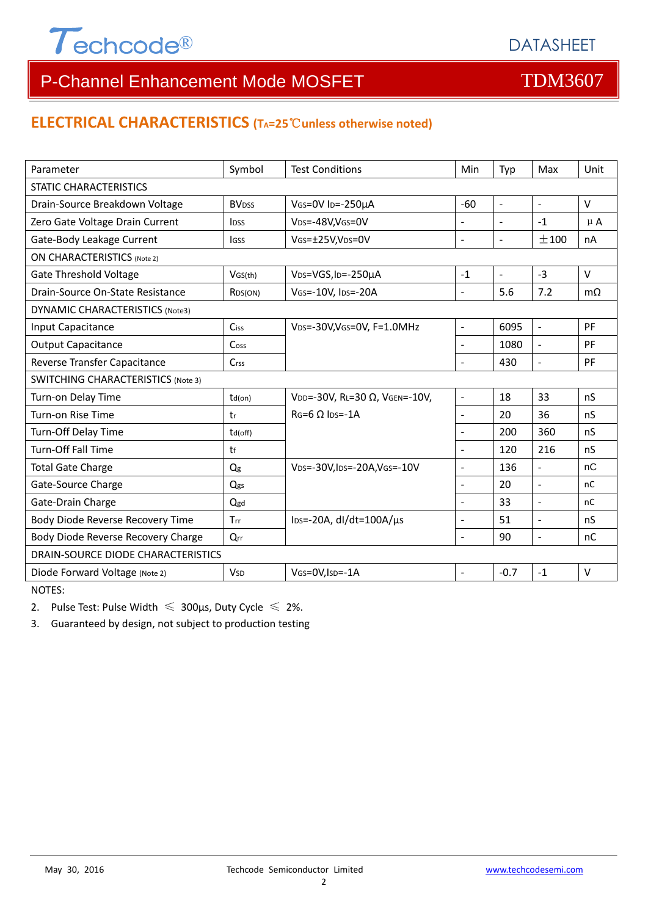## ELECTRICAL CHARACTERISTICS ($T_A$=25℃unless otherwise noted)

| Parameter | Symbol | Test Conditions | Min | Typ | Max | Unit |
|---|---|---|---|---|---|---|
| STATIC CHARACTERISTICS | | | | | | |
| Drain-Source Breakdown Voltage | $BV_{DSS}$ | $V_{GS}$=0V $I_D$=-250µA | -60 | - | - | V |
| Zero Gate Voltage Drain Current | $I_{DSS}$ | $V_{DS}$=-48V,$V_{GS}$=0V | - | - | -1 | µA |
| Gate-Body Leakage Current | $I_{GSS}$ | $V_{GS}$=±25V,$V_{DS}$=0V | - | - | ±100 | nA |
| ON CHARACTERISTICS (Note 2) | | | | | | |
| Gate Threshold Voltage | $V_{GS(th)}$ | $V_{DS}$=VGS,$I_D$=-250µA | -1 | - | -3 | V |
| Drain-Source On-State Resistance | $R_{DS(ON)}$ | $V_{GS}$=-10V, $I_{DS}$=-20A | - | 5.6 | 7.2 | mΩ |
| DYNAMIC CHARACTERISTICS (Note3) | | | | | | |
| Input Capacitance | $C_{iss}$ | $V_{DS}$=-30V,$V_{GS}$=0V, F=1.0MHz | - | 6095 | - | PF |
| Output Capacitance | $C_{oss}$ | | - | 1080 | - | PF |
| Reverse Transfer Capacitance | $C_{rss}$ | | - | 430 | - | PF |
| SWITCHING CHARACTERISTICS (Note 3) | | | | | | |
| Turn-on Delay Time | $t_{d(on)}$ | $V_{DD}$=-30V, $R_L$=30 Ω, $V_{GEN}$=-10V, $R_G$=6 Ω $I_{DS}$=-1A | - | 18 | 33 | nS |
| Turn-on Rise Time | $t_r$ | | - | 20 | 36 | nS |
| Turn-Off Delay Time | $t_{d(off)}$ | | - | 200 | 360 | nS |
| Turn-Off Fall Time | $t_f$ | | - | 120 | 216 | nS |
| Total Gate Charge | $Q_g$ | $V_{DS}$=-30V,$I_{DS}$=-20A,$V_{GS}$=-10V | - | 136 | - | nC |
| Gate-Source Charge | $Q_{gs}$ | | - | 20 | - | nC |
| Gate-Drain Charge | $Q_{gd}$ | | - | 33 | - | nC |
| Body Diode Reverse Recovery Time | $T_{rr}$ | $I_{DS}$=-20A, dI/dt=100A/µs | - | 51 | - | nS |
| Body Diode Reverse Recovery Charge | $Q_{rr}$ | | - | 90 | - | nC |
| DRAIN-SOURCE DIODE CHARACTERISTICS | | | | | | |
| Diode Forward Voltage (Note 2) | $V_{SD}$ | $V_{GS}$=0V,$I_{SD}$=-1A | - | -0.7 | -1 | V |

NOTES:

2. Pulse Test: Pulse Width ≤ 300µs, Duty Cycle ≤ 2%.
3. Guaranteed by design, not subject to production testing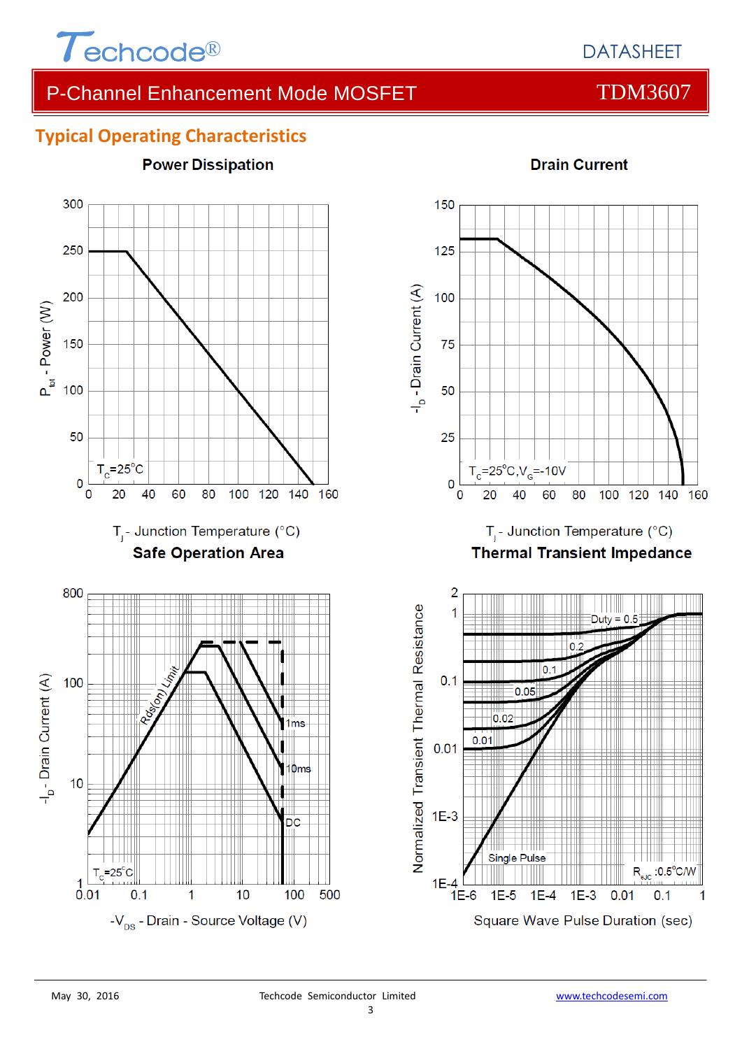## Typical Operating Characteristics

### Power Dissipation

$T_C$=25°C

Y-axis: $P_{tot}$ - Power (W)

X-axis: $T_j$ - Junction Temperature (°C)

### Drain Current

$T_C$=25°C, $V_G$=-10V

Y-axis: $-I_D$ - Drain Current (A)

X-axis: $T_j$ - Junction Temperature (°C)

### Safe Operation Area

Rds(on) Limit, 1ms, 10ms, DC

$T_C$=25°C

Y-axis: $-I_D$ - Drain Current (A)

X-axis: $-V_{DS}$ - Drain - Source Voltage (V)

### Thermal Transient Impedance

Duty = 0.5, 0.2, 0.1, 0.05, 0.02, 0.01, Single Pulse

$R_{\theta JC}$ :0.5°C/W

Y-axis: Normalized Transient Thermal Resistance

X-axis: Square Wave Pulse Duration (sec)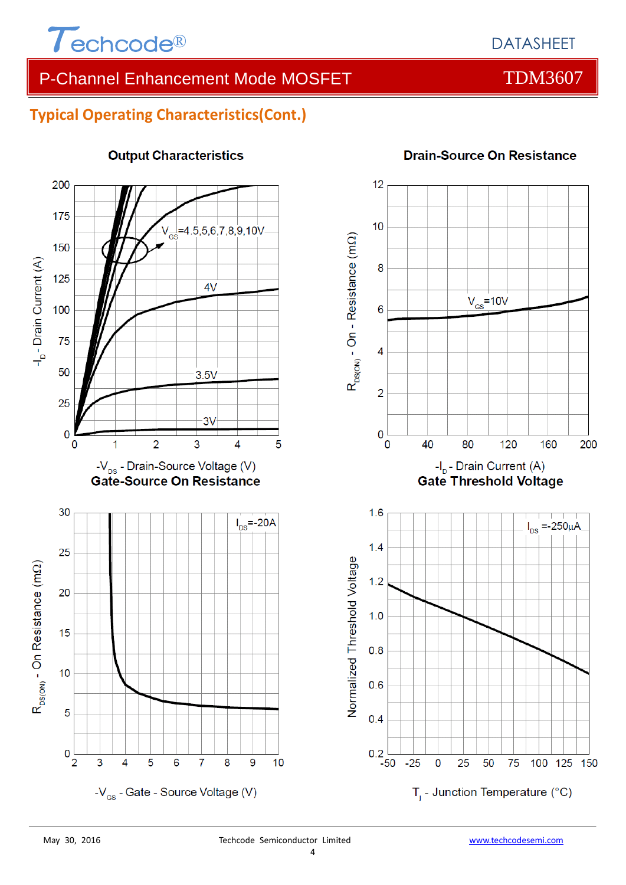## Typical Operating Characteristics(Cont.)

**Output Characteristics**

$V_{GS}$=4.5,5,6,7,8,9,10V

4V

3.5V

3V

$-I_D$ - Drain Current (A)

$-V_{DS}$ - Drain-Source Voltage (V)

**Drain-Source On Resistance**

$V_{GS}$=10V

$R_{DS(ON)}$ - On - Resistance (mΩ)

$-I_D$ - Drain Current (A)

**Gate-Source On Resistance**

$I_{DS}$=-20A

$R_{DS(ON)}$ - On Resistance (mΩ)

$-V_{GS}$ - Gate - Source Voltage (V)

**Gate Threshold Voltage**

$I_{DS}$ =-250µA

Normalized Threshold Voltage

$T_j$ - Junction Temperature (°C)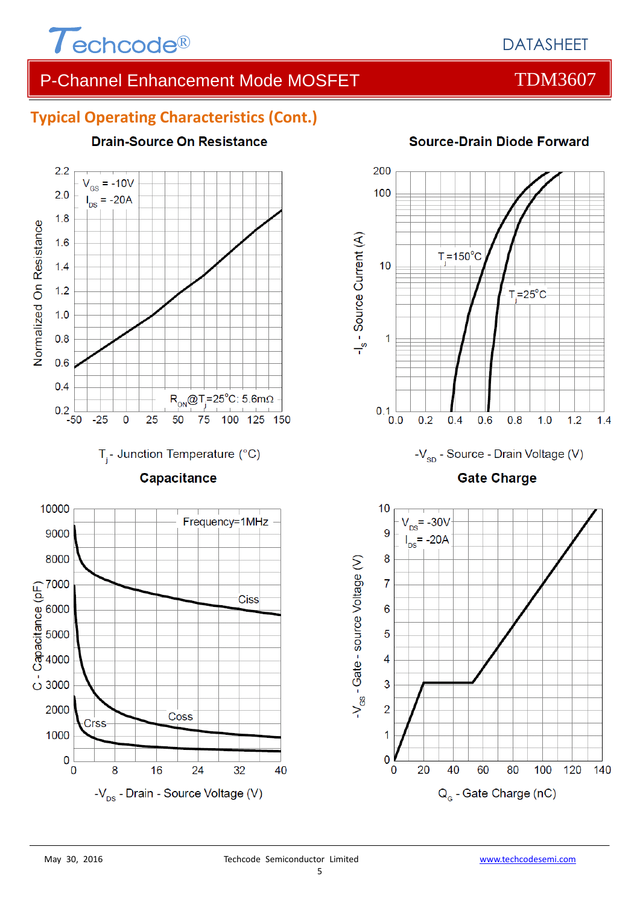## Typical Operating Characteristics (Cont.)

**Drain-Source On Resistance**

$V_{GS}$ = -10V
$I_{DS}$ = -20A

$R_{ON}$@$T_j$=25°C: 5.6mΩ

Normalized On Resistance

$T_j$ - Junction Temperature (°C)

**Source-Drain Diode Forward**

$T_j$=150°C

$T_j$=25°C

$-I_S$ - Source Current (A)

$-V_{SD}$ - Source - Drain Voltage (V)

**Capacitance**

Frequency=1MHz

Ciss

Coss

Crss

C - Capacitance (pF)

$-V_{DS}$ - Drain - Source Voltage (V)

**Gate Charge**

$V_{DS}$= -30V
$I_{DS}$= -20A

$-V_{GS}$ - Gate - source Voltage (V)

$Q_G$ - Gate Charge (nC)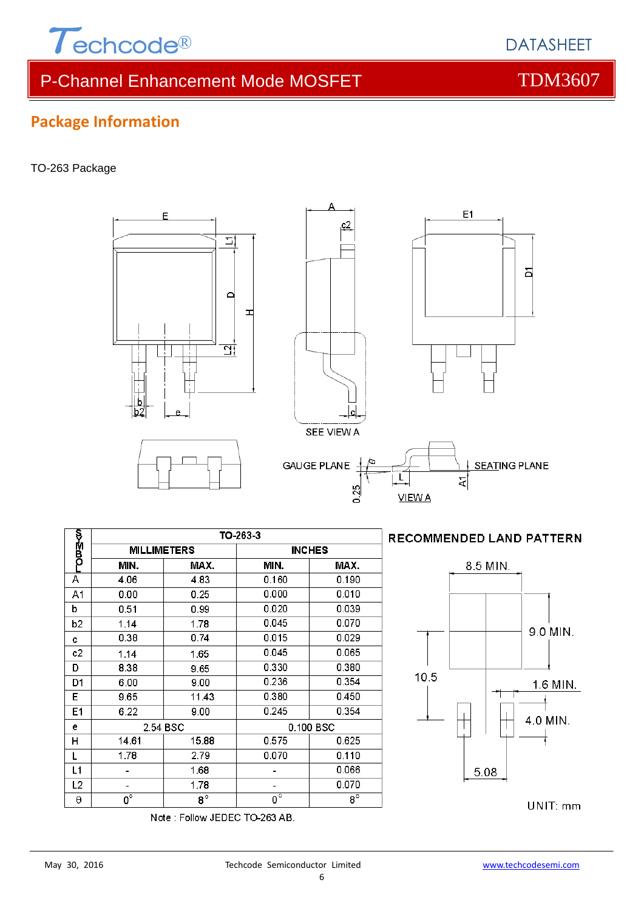# P-Channel Enhancement Mode MOSFET — TDM3607

## Package Information

TO-263 Package

| SYMBOL | TO-263-3 | | | |
|---|---|---|---|---|
| | MILLIMETERS | | INCHES | |
| | MIN. | MAX. | MIN. | MAX. |
| A | 4.06 | 4.83 | 0.160 | 0.190 |
| A1 | 0.00 | 0.25 | 0.000 | 0.010 |
| b | 0.51 | 0.99 | 0.020 | 0.039 |
| b2 | 1.14 | 1.78 | 0.045 | 0.070 |
| c | 0.38 | 0.74 | 0.015 | 0.029 |
| c2 | 1.14 | 1.65 | 0.045 | 0.065 |
| D | 8.38 | 9.65 | 0.330 | 0.380 |
| D1 | 6.00 | 9.00 | 0.236 | 0.354 |
| E | 9.65 | 11.43 | 0.380 | 0.450 |
| E1 | 6.22 | 9.00 | 0.245 | 0.354 |
| e | 2.54 BSC | | 0.100 BSC | |
| H | 14.61 | 15.88 | 0.575 | 0.625 |
| L | 1.78 | 2.79 | 0.070 | 0.110 |
| L1 | - | 1.68 | - | 0.066 |
| L2 | - | 1.78 | - | 0.070 |
| θ | 0° | 8° | 0° | 8° |

Note : Follow JEDEC TO-263 AB.

### RECOMMENDED LAND PATTERN

8.5 MIN., 9.0 MIN., 10.5, 1.6 MIN., 4.0 MIN., 5.08

UNIT: mm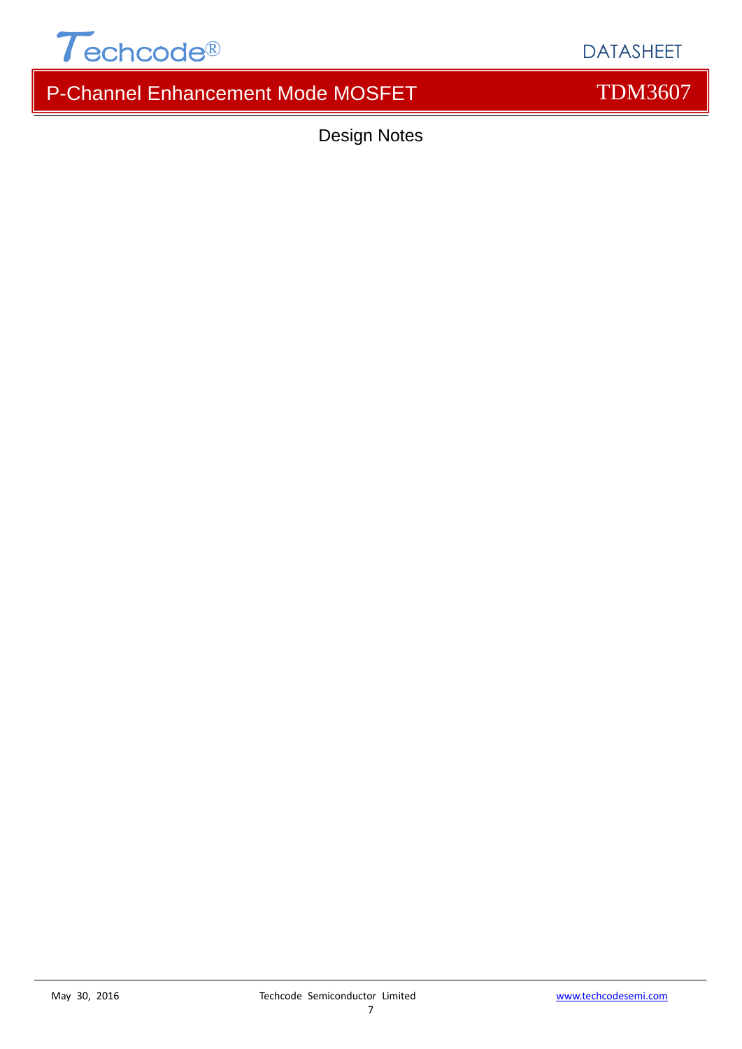Design Notes